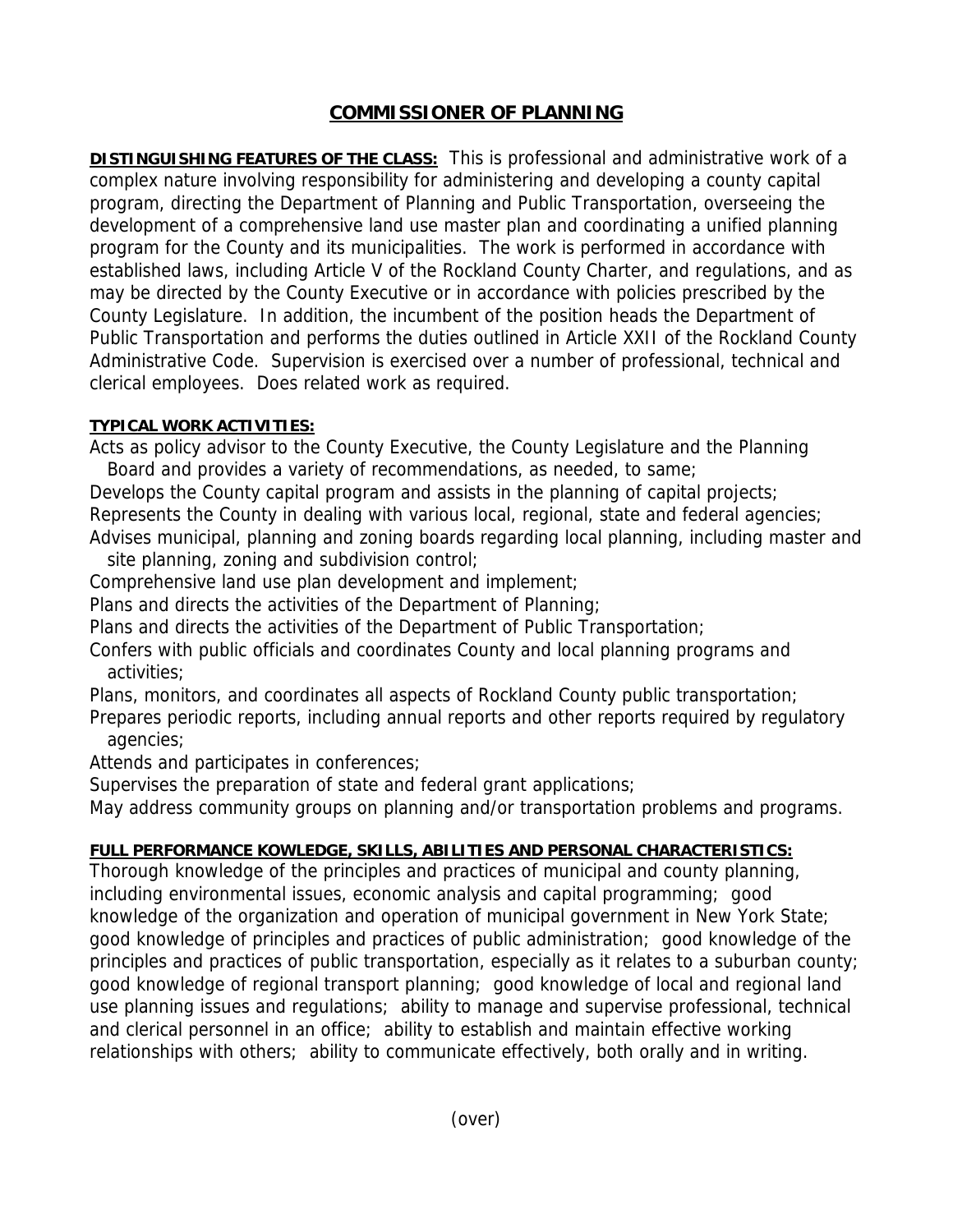# COMMISSIONER OF PLANNING

**DISTINGUISHING FEATURES OF THE CLASS:** This is professional and administrative work of a complex nature involving responsibility for administering and developing a county capital program, directing the Department of Planning and Public Transportation, overseeing the development of a comprehensive land use master plan and coordinating a unified planning program for the County and its municipalities. The work is performed in accordance with established laws, including Article V of the Rockland County Charter, and regulations, and as may be directed by the County Executive or in accordance with policies prescribed by the County Legislature. In addition, the incumbent of the position heads the Department of Public Transportation and performs the duties outlined in Article XXII of the Rockland County Administrative Code. Supervision is exercised over a number of professional, technical and clerical employees. Does related work as required.

**TYPICAL WORK ACTIVITIES:**

Acts as policy advisor to the County Executive, the County Legislature and the Planning Board and provides a variety of recommendations, as needed, to same;
Develops the County capital program and assists in the planning of capital projects;
Represents the County in dealing with various local, regional, state and federal agencies;
Advises municipal, planning and zoning boards regarding local planning, including master and site planning, zoning and subdivision control;
Comprehensive land use plan development and implement;
Plans and directs the activities of the Department of Planning;
Plans and directs the activities of the Department of Public Transportation;
Confers with public officials and coordinates County and local planning programs and activities;
Plans, monitors, and coordinates all aspects of Rockland County public transportation;
Prepares periodic reports, including annual reports and other reports required by regulatory agencies;
Attends and participates in conferences;
Supervises the preparation of state and federal grant applications;
May address community groups on planning and/or transportation problems and programs.

**FULL PERFORMANCE KOWLEDGE, SKILLS, ABILITIES AND PERSONAL CHARACTERISTICS:**
Thorough knowledge of the principles and practices of municipal and county planning, including environmental issues, economic analysis and capital programming; good knowledge of the organization and operation of municipal government in New York State; good knowledge of principles and practices of public administration; good knowledge of the principles and practices of public transportation, especially as it relates to a suburban county; good knowledge of regional transport planning; good knowledge of local and regional land use planning issues and regulations; ability to manage and supervise professional, technical and clerical personnel in an office; ability to establish and maintain effective working relationships with others; ability to communicate effectively, both orally and in writing.

(over)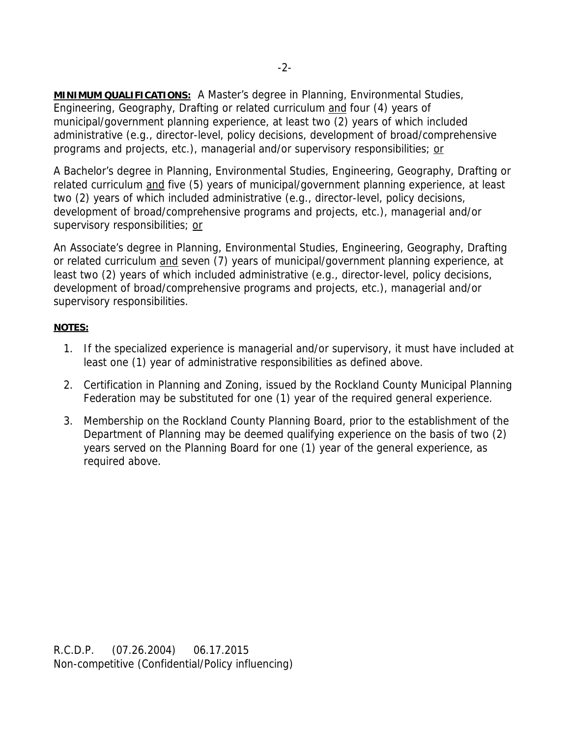**MINIMUM QUALIFICATIONS:** A Master's degree in Planning, Environmental Studies, Engineering, Geography, Drafting or related curriculum and four (4) years of municipal/government planning experience, at least two (2) years of which included administrative (e.g., director-level, policy decisions, development of broad/comprehensive programs and projects, etc.), managerial and/or supervisory responsibilities; or

A Bachelor's degree in Planning, Environmental Studies, Engineering, Geography, Drafting or related curriculum and five (5) years of municipal/government planning experience, at least two (2) years of which included administrative (e.g., director-level, policy decisions, development of broad/comprehensive programs and projects, etc.), managerial and/or supervisory responsibilities; or

An Associate's degree in Planning, Environmental Studies, Engineering, Geography, Drafting or related curriculum and seven (7) years of municipal/government planning experience, at least two (2) years of which included administrative (e.g., director-level, policy decisions, development of broad/comprehensive programs and projects, etc.), managerial and/or supervisory responsibilities.

**NOTES:**

1. If the specialized experience is managerial and/or supervisory, it must have included at least one (1) year of administrative responsibilities as defined above.
2. Certification in Planning and Zoning, issued by the Rockland County Municipal Planning Federation may be substituted for one (1) year of the required general experience.
3. Membership on the Rockland County Planning Board, prior to the establishment of the Department of Planning may be deemed qualifying experience on the basis of two (2) years served on the Planning Board for one (1) year of the general experience, as required above.

R.C.D.P. (07.26.2004) 06.17.2015
Non-competitive (Confidential/Policy influencing)